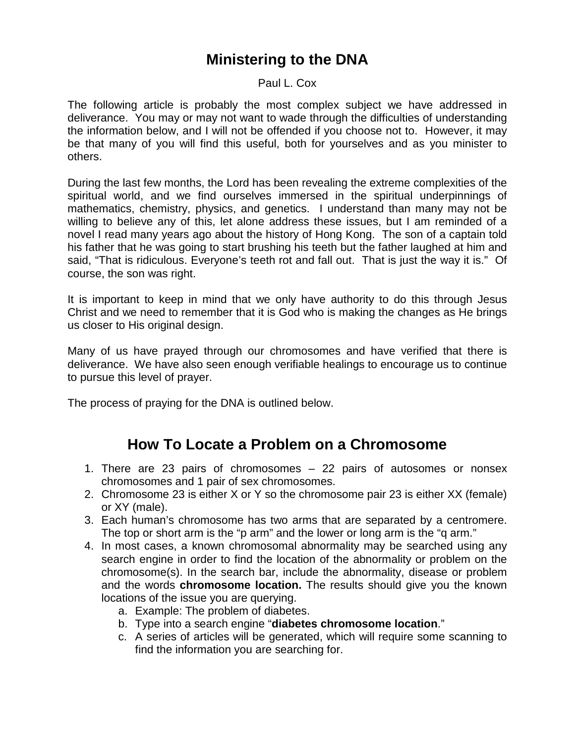# Ministering to the DNA

Paul L. Cox

The following article is probably the most complex subject we have addressed in deliverance. You may or may not want to wade through the difficulties of understanding the information below, and I will not be offended if you choose not to. However, it may be that many of you will find this useful, both for yourselves and as you minister to others.

During the last few months, the Lord has been revealing the extreme complexities of the spiritual world, and we find ourselves immersed in the spiritual underpinnings of mathematics, chemistry, physics, and genetics. I understand than many may not be willing to believe any of this, let alone address these issues, but I am reminded of a novel I read many years ago about the history of Hong Kong. The son of a captain told his father that he was going to start brushing his teeth but the father laughed at him and said, "That is ridiculous. Everyone's teeth rot and fall out. That is just the way it is." Of course, the son was right.

It is important to keep in mind that we only have authority to do this through Jesus Christ and we need to remember that it is God who is making the changes as He brings us closer to His original design.

Many of us have prayed through our chromosomes and have verified that there is deliverance. We have also seen enough verifiable healings to encourage us to continue to pursue this level of prayer.

The process of praying for the DNA is outlined below.

## How To Locate a Problem on a Chromosome

1. There are 23 pairs of chromosomes – 22 pairs of autosomes or nonsex chromosomes and 1 pair of sex chromosomes.
2. Chromosome 23 is either X or Y so the chromosome pair 23 is either XX (female) or XY (male).
3. Each human's chromosome has two arms that are separated by a centromere. The top or short arm is the "p arm" and the lower or long arm is the "q arm."
4. In most cases, a known chromosomal abnormality may be searched using any search engine in order to find the location of the abnormality or problem on the chromosome(s). In the search bar, include the abnormality, disease or problem and the words **chromosome location.** The results should give you the known locations of the issue you are querying.
   a. Example: The problem of diabetes.
   b. Type into a search engine "**diabetes chromosome location**."
   c. A series of articles will be generated, which will require some scanning to find the information you are searching for.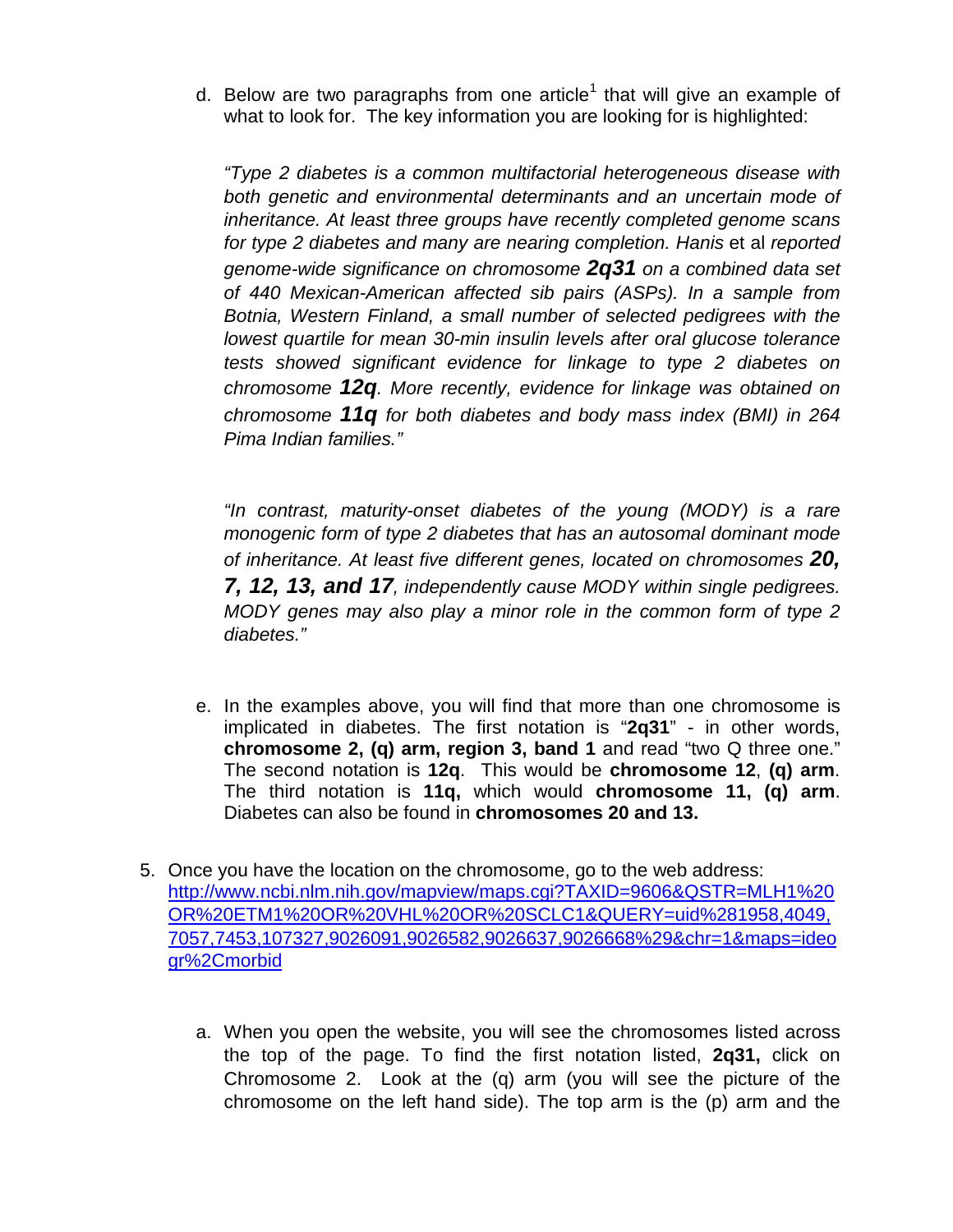d. Below are two paragraphs from one article[1] that will give an example of what to look for. The key information you are looking for is highlighted:

*"Type 2 diabetes is a common multifactorial heterogeneous disease with both genetic and environmental determinants and an uncertain mode of inheritance. At least three groups have recently completed genome scans for type 2 diabetes and many are nearing completion. Hanis* et al *reported genome-wide significance on chromosome* ***2q31*** *on a combined data set of 440 Mexican-American affected sib pairs (ASPs). In a sample from Botnia, Western Finland, a small number of selected pedigrees with the lowest quartile for mean 30-min insulin levels after oral glucose tolerance tests showed significant evidence for linkage to type 2 diabetes on chromosome* ***12q****. More recently, evidence for linkage was obtained on chromosome* ***11q*** *for both diabetes and body mass index (BMI) in 264 Pima Indian families."*

*"In contrast, maturity-onset diabetes of the young (MODY) is a rare monogenic form of type 2 diabetes that has an autosomal dominant mode of inheritance. At least five different genes, located on chromosomes* ***20, 7, 12, 13, and 17****, independently cause MODY within single pedigrees. MODY genes may also play a minor role in the common form of type 2 diabetes."*

e. In the examples above, you will find that more than one chromosome is implicated in diabetes. The first notation is "**2q31**" - in other words, **chromosome 2, (q) arm, region 3, band 1** and read "two Q three one." The second notation is **12q**. This would be **chromosome 12**, **(q) arm**. The third notation is **11q,** which would **chromosome 11, (q) arm**. Diabetes can also be found in **chromosomes 20 and 13.**

5. Once you have the location on the chromosome, go to the web address: http://www.ncbi.nlm.nih.gov/mapview/maps.cgi?TAXID=9606&QSTR=MLH1%20OR%20ETM1%20OR%20VHL%20OR%20SCLC1&QUERY=uid%281958,4049,7057,7453,107327,9026091,9026582,9026637,9026668%29&chr=1&maps=ideogr%2Cmorbid

   a. When you open the website, you will see the chromosomes listed across the top of the page. To find the first notation listed, **2q31,** click on Chromosome 2. Look at the (q) arm (you will see the picture of the chromosome on the left hand side). The top arm is the (p) arm and the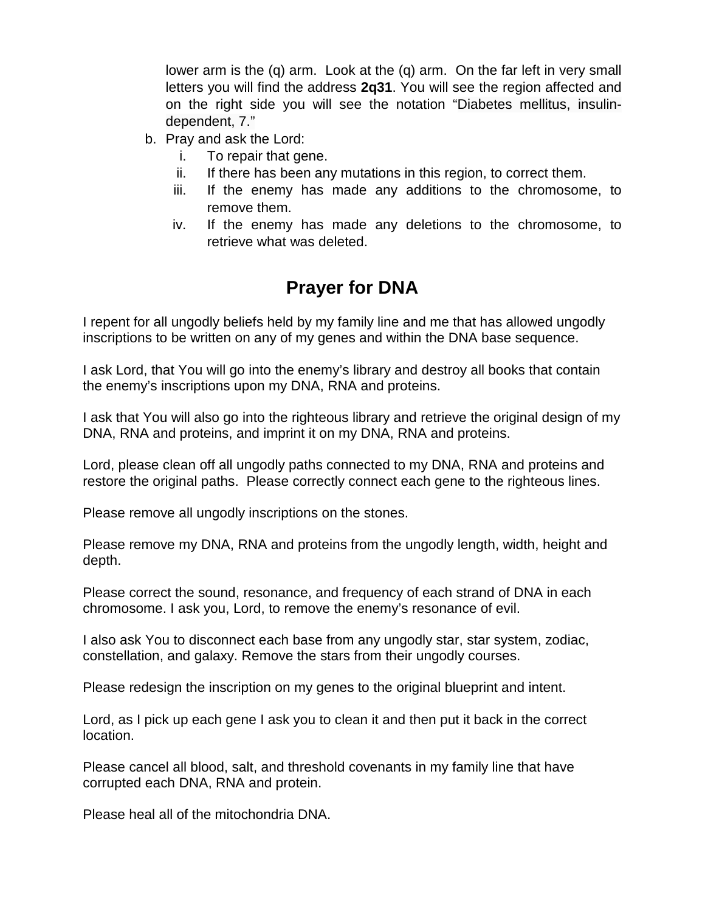lower arm is the (q) arm. Look at the (q) arm. On the far left in very small letters you will find the address **2q31**. You will see the region affected and on the right side you will see the notation "Diabetes mellitus, insulin-dependent, 7."

b. Pray and ask the Lord:
   i. To repair that gene.
   ii. If there has been any mutations in this region, to correct them.
   iii. If the enemy has made any additions to the chromosome, to remove them.
   iv. If the enemy has made any deletions to the chromosome, to retrieve what was deleted.

## Prayer for DNA

I repent for all ungodly beliefs held by my family line and me that has allowed ungodly inscriptions to be written on any of my genes and within the DNA base sequence.

I ask Lord, that You will go into the enemy's library and destroy all books that contain the enemy's inscriptions upon my DNA, RNA and proteins.

I ask that You will also go into the righteous library and retrieve the original design of my DNA, RNA and proteins, and imprint it on my DNA, RNA and proteins.

Lord, please clean off all ungodly paths connected to my DNA, RNA and proteins and restore the original paths. Please correctly connect each gene to the righteous lines.

Please remove all ungodly inscriptions on the stones.

Please remove my DNA, RNA and proteins from the ungodly length, width, height and depth.

Please correct the sound, resonance, and frequency of each strand of DNA in each chromosome. I ask you, Lord, to remove the enemy's resonance of evil.

I also ask You to disconnect each base from any ungodly star, star system, zodiac, constellation, and galaxy. Remove the stars from their ungodly courses.

Please redesign the inscription on my genes to the original blueprint and intent.

Lord, as I pick up each gene I ask you to clean it and then put it back in the correct location.

Please cancel all blood, salt, and threshold covenants in my family line that have corrupted each DNA, RNA and protein.

Please heal all of the mitochondria DNA.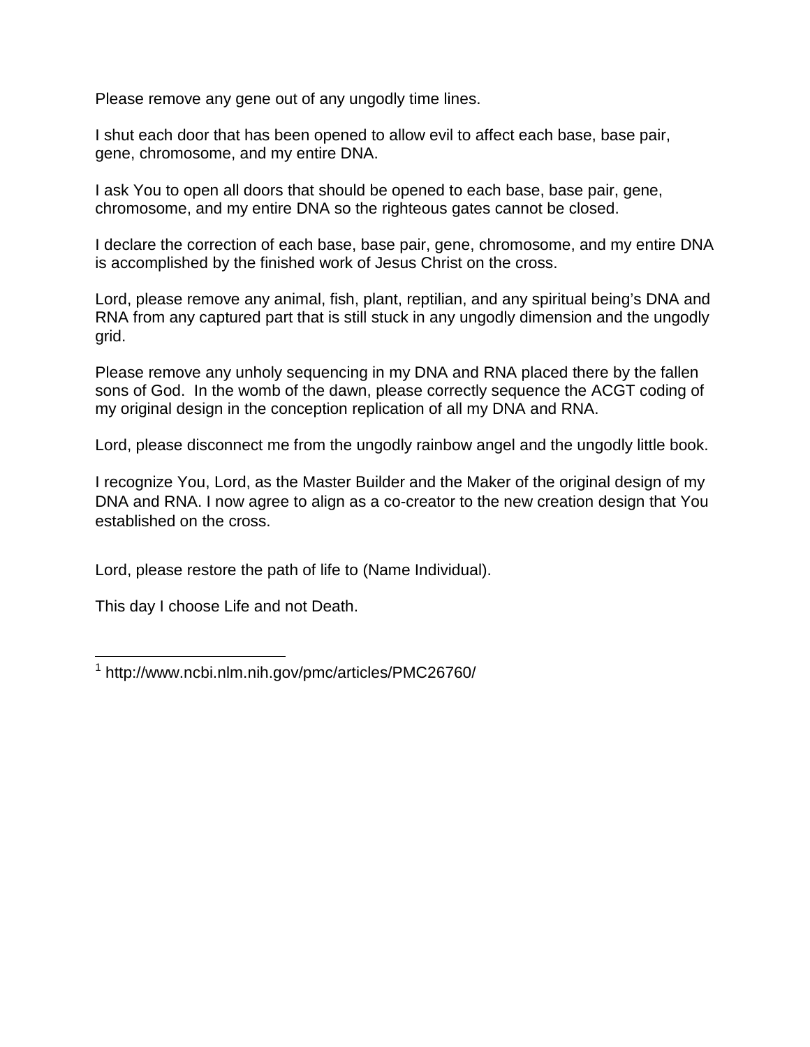Please remove any gene out of any ungodly time lines.

I shut each door that has been opened to allow evil to affect each base, base pair, gene, chromosome, and my entire DNA.

I ask You to open all doors that should be opened to each base, base pair, gene, chromosome, and my entire DNA so the righteous gates cannot be closed.

I declare the correction of each base, base pair, gene, chromosome, and my entire DNA is accomplished by the finished work of Jesus Christ on the cross.

Lord, please remove any animal, fish, plant, reptilian, and any spiritual being's DNA and RNA from any captured part that is still stuck in any ungodly dimension and the ungodly grid.

Please remove any unholy sequencing in my DNA and RNA placed there by the fallen sons of God. In the womb of the dawn, please correctly sequence the ACGT coding of my original design in the conception replication of all my DNA and RNA.

Lord, please disconnect me from the ungodly rainbow angel and the ungodly little book.

I recognize You, Lord, as the Master Builder and the Maker of the original design of my DNA and RNA. I now agree to align as a co-creator to the new creation design that You established on the cross.

Lord, please restore the path of life to (Name Individual).

This day I choose Life and not Death.

---

[1] http://www.ncbi.nlm.nih.gov/pmc/articles/PMC26760/